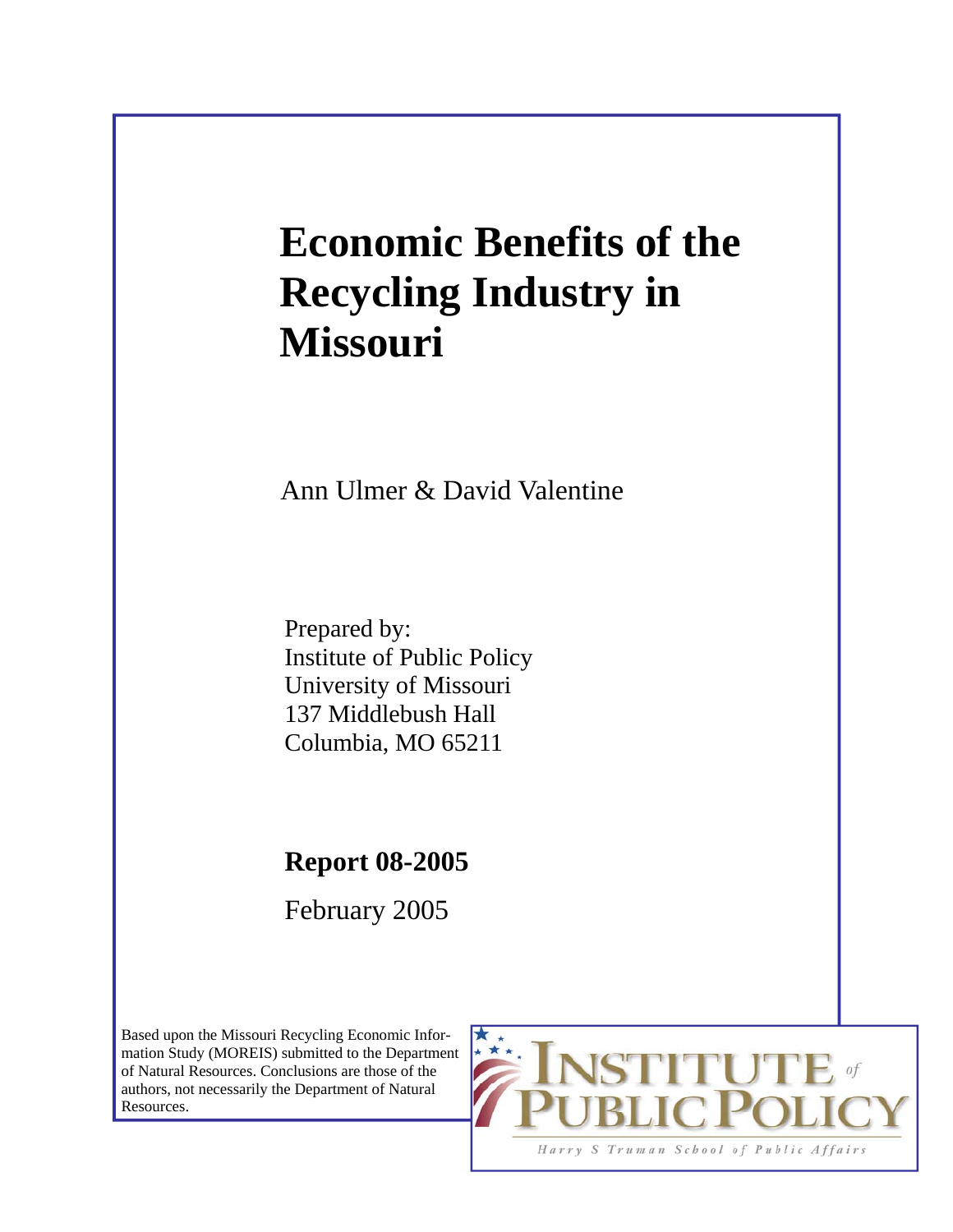# Economic Benefits of the Recycling Industry in Missouri

Ann Ulmer & David Valentine

Prepared by:
Institute of Public Policy
University of Missouri
137 Middlebush Hall
Columbia, MO 65211

**Report 08-2005**

February 2005

Based upon the Missouri Recycling Economic Information Study (MOREIS) submitted to the Department of Natural Resources. Conclusions are those of the authors, not necessarily the Department of Natural Resources.

INSTITUTE of PUBLIC POLICY
Harry S Truman School of Public Affairs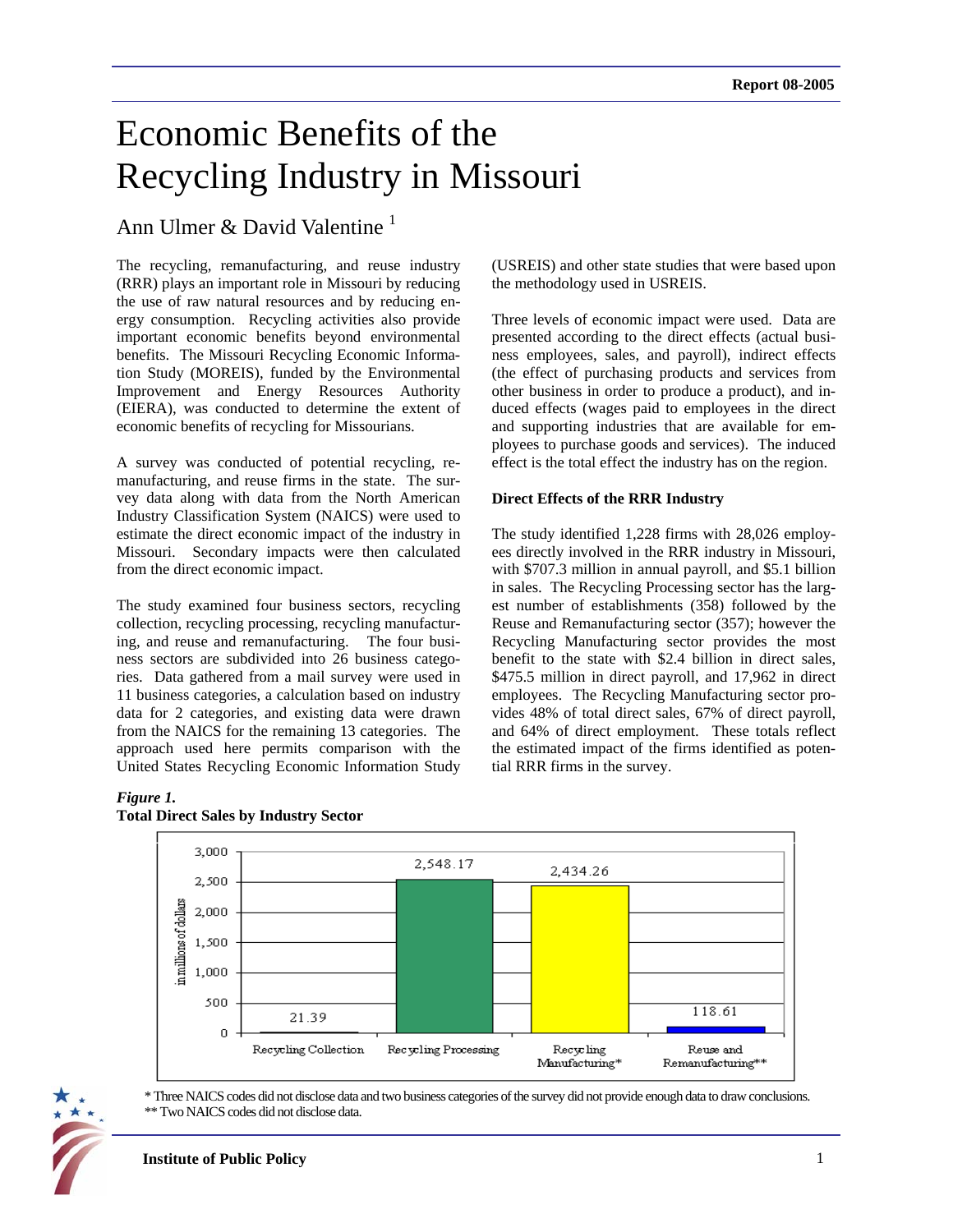Report 08-2005

# Economic Benefits of the Recycling Industry in Missouri

## Ann Ulmer & David Valentine [1]

The recycling, remanufacturing, and reuse industry (RRR) plays an important role in Missouri by reducing the use of raw natural resources and by reducing energy consumption. Recycling activities also provide important economic benefits beyond environmental benefits. The Missouri Recycling Economic Information Study (MOREIS), funded by the Environmental Improvement and Energy Resources Authority (EIERA), was conducted to determine the extent of economic benefits of recycling for Missourians.

A survey was conducted of potential recycling, remanufacturing, and reuse firms in the state. The survey data along with data from the North American Industry Classification System (NAICS) were used to estimate the direct economic impact of the industry in Missouri. Secondary impacts were then calculated from the direct economic impact.

The study examined four business sectors, recycling collection, recycling processing, recycling manufacturing, and reuse and remanufacturing. The four business sectors are subdivided into 26 business categories. Data gathered from a mail survey were used in 11 business categories, a calculation based on industry data for 2 categories, and existing data were drawn from the NAICS for the remaining 13 categories. The approach used here permits comparison with the United States Recycling Economic Information Study (USREIS) and other state studies that were based upon the methodology used in USREIS.

Three levels of economic impact were used. Data are presented according to the direct effects (actual business employees, sales, and payroll), indirect effects (the effect of purchasing products and services from other business in order to produce a product), and induced effects (wages paid to employees in the direct and supporting industries that are available for employees to purchase goods and services). The induced effect is the total effect the industry has on the region.

### Direct Effects of the RRR Industry

The study identified 1,228 firms with 28,026 employees directly involved in the RRR industry in Missouri, with $707.3 million in annual payroll, and $5.1 billion in sales. The Recycling Processing sector has the largest number of establishments (358) followed by the Reuse and Remanufacturing sector (357); however the Recycling Manufacturing sector provides the most benefit to the state with $2.4 billion in direct sales, $475.5 million in direct payroll, and 17,962 in direct employees. The Recycling Manufacturing sector provides 48% of total direct sales, 67% of direct payroll, and 64% of direct employment. These totals reflect the estimated impact of the firms identified as potential RRR firms in the survey.

***Figure 1.***
**Total Direct Sales by Industry Sector**

| Industry Sector | Direct Sales (in millions of dollars) |
|---|---|
| Recycling Collection | 21.39 |
| Recycling Processing | 2,548.17 |
| Recycling Manufacturing* | 2,434.26 |
| Reuse and Remanufacturing** | 118.61 |

\* Three NAICS codes did not disclose data and two business categories of the survey did not provide enough data to draw conclusions.
** Two NAICS codes did not disclose data.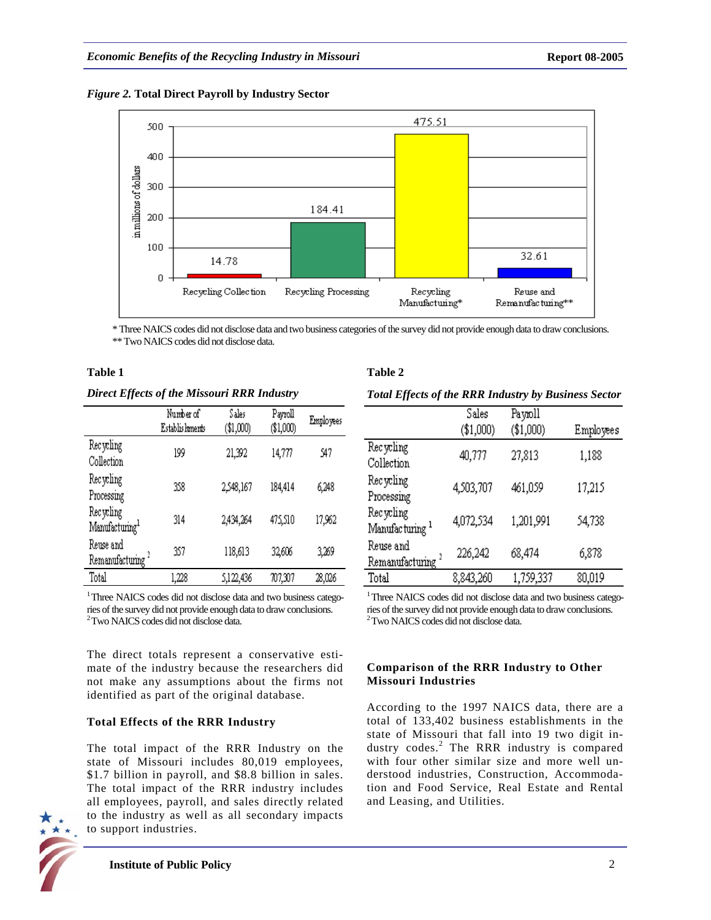*Figure 2.* **Total Direct Payroll by Industry Sector**

| Sector | Payroll (in millions of dollars) |
|---|---|
| Recycling Collection | 14.78 |
| Recycling Processing | 184.41 |
| Recycling Manufacturing* | 475.51 |
| Reuse and Remanufacturing** | 32.61 |

\* Three NAICS codes did not disclose data and two business categories of the survey did not provide enough data to draw conclusions.
\*\* Two NAICS codes did not disclose data.

**Table 1**

***Direct Effects of the Missouri RRR Industry***

| | Number of Establishments | Sales ($1,000) | Payroll ($1,000) | Employees |
|---|---|---|---|---|
| Recycling Collection | 199 | 21,392 | 14,777 | 547 |
| Recycling Processing | 358 | 2,548,167 | 184,414 | 6,248 |
| Recycling Manufacturing[1] | 314 | 2,434,264 | 475,510 | 17,962 |
| Reuse and Remanufacturing[2] | 357 | 118,613 | 32,606 | 3,269 |
| Total | 1,228 | 5,122,436 | 707,307 | 28,026 |

[1] Three NAICS codes did not disclose data and two business categories of the survey did not provide enough data to draw conclusions.
[2] Two NAICS codes did not disclose data.

The direct totals represent a conservative estimate of the industry because the researchers did not make any assumptions about the firms not identified as part of the original database.

### Total Effects of the RRR Industry

The total impact of the RRR Industry on the state of Missouri includes 80,019 employees, $1.7 billion in payroll, and $8.8 billion in sales. The total impact of the RRR industry includes all employees, payroll, and sales directly related to the industry as well as all secondary impacts to support industries.

**Table 2**

***Total Effects of the RRR Industry by Business Sector***

| | Sales ($1,000) | Payroll ($1,000) | Employees |
|---|---|---|---|
| Recycling Collection | 40,777 | 27,813 | 1,188 |
| Recycling Processing | 4,503,707 | 461,059 | 17,215 |
| Recycling Manufacturing[1] | 4,072,534 | 1,201,991 | 54,738 |
| Reuse and Remanufacturing[2] | 226,242 | 68,474 | 6,878 |
| Total | 8,843,260 | 1,759,337 | 80,019 |

[1] Three NAICS codes did not disclose data and two business categories of the survey did not provide enough data to draw conclusions.
[2] Two NAICS codes did not disclose data.

### Comparison of the RRR Industry to Other Missouri Industries

According to the 1997 NAICS data, there are a total of 133,402 business establishments in the state of Missouri that fall into 19 two digit industry codes.[2] The RRR industry is compared with four other similar size and more well understood industries, Construction, Accommodation and Food Service, Real Estate and Rental and Leasing, and Utilities.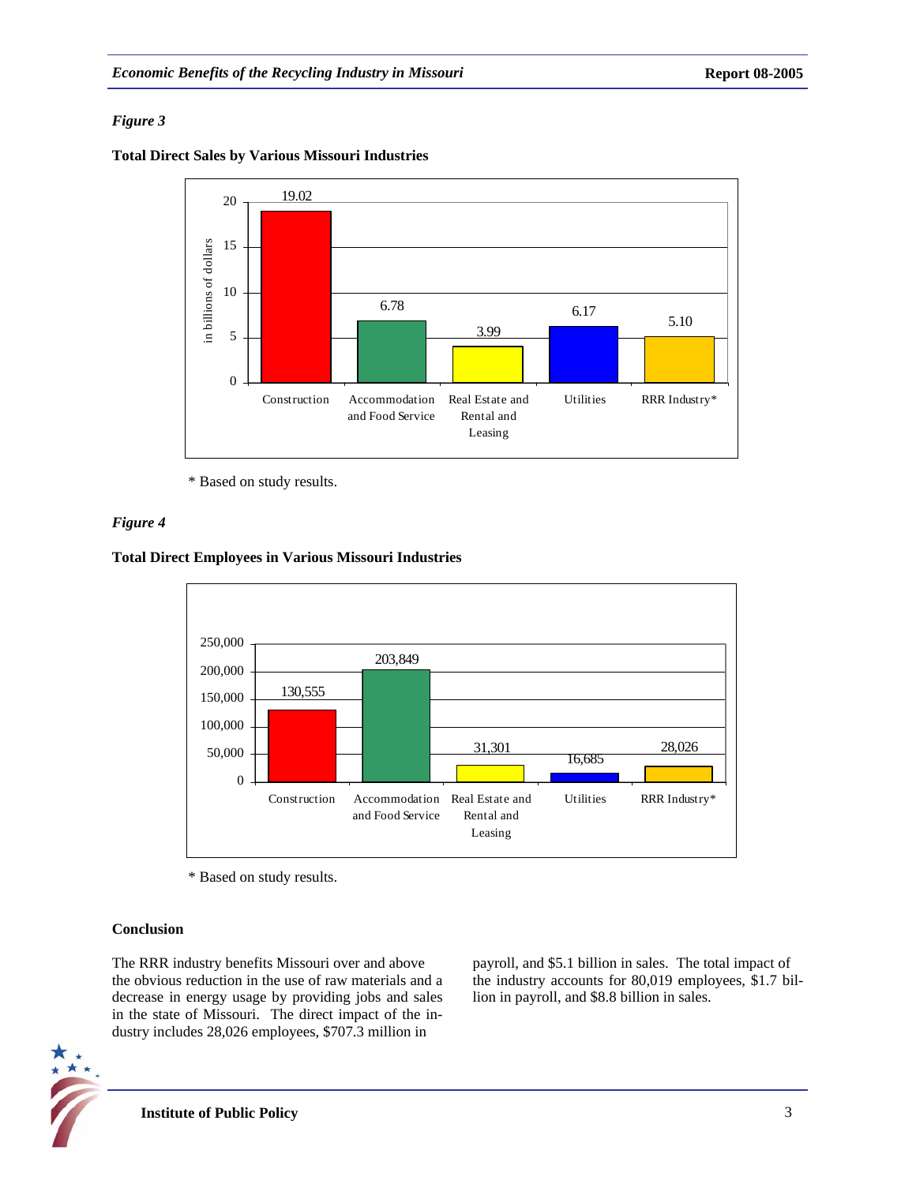*Figure 3*

**Total Direct Sales by Various Missouri Industries**

| Industry | in billions of dollars |
|---|---|
| Construction | 19.02 |
| Accommodation and Food Service | 6.78 |
| Real Estate and Rental and Leasing | 3.99 |
| Utilities | 6.17 |
| RRR Industry* | 5.10 |

\* Based on study results.

*Figure 4*

**Total Direct Employees in Various Missouri Industries**

| Industry | Employees |
|---|---|
| Construction | 130,555 |
| Accommodation and Food Service | 203,849 |
| Real Estate and Rental and Leasing | 31,301 |
| Utilities | 16,685 |
| RRR Industry* | 28,026 |

\* Based on study results.

**Conclusion**

The RRR industry benefits Missouri over and above the obvious reduction in the use of raw materials and a decrease in energy usage by providing jobs and sales in the state of Missouri. The direct impact of the industry includes 28,026 employees, $707.3 million in payroll, and $5.1 billion in sales. The total impact of the industry accounts for 80,019 employees, $1.7 billion in payroll, and $8.8 billion in sales.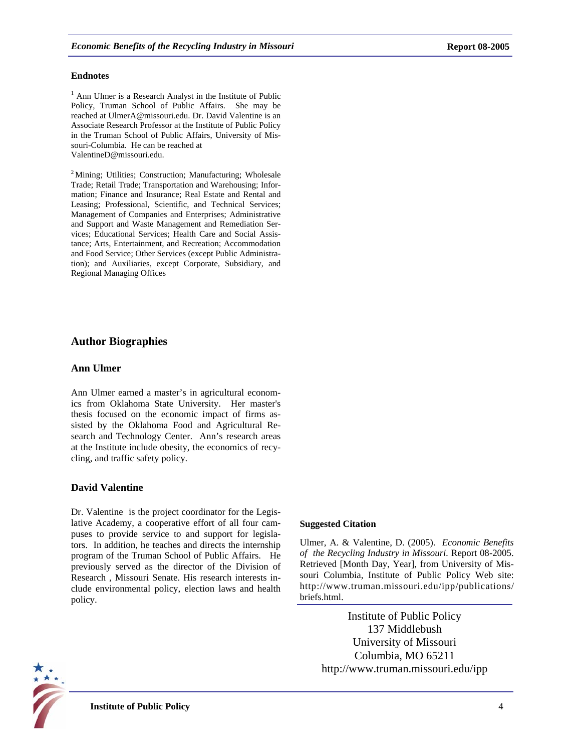### Endnotes

[1] Ann Ulmer is a Research Analyst in the Institute of Public Policy, Truman School of Public Affairs. She may be reached at UlmerA@missouri.edu. Dr. David Valentine is an Associate Research Professor at the Institute of Public Policy in the Truman School of Public Affairs, University of Missouri-Columbia. He can be reached at ValentineD@missouri.edu.

[2] Mining; Utilities; Construction; Manufacturing; Wholesale Trade; Retail Trade; Transportation and Warehousing; Information; Finance and Insurance; Real Estate and Rental and Leasing; Professional, Scientific, and Technical Services; Management of Companies and Enterprises; Administrative and Support and Waste Management and Remediation Services; Educational Services; Health Care and Social Assistance; Arts, Entertainment, and Recreation; Accommodation and Food Service; Other Services (except Public Administration); and Auxiliaries, except Corporate, Subsidiary, and Regional Managing Offices

## Author Biographies

### Ann Ulmer

Ann Ulmer earned a master's in agricultural economics from Oklahoma State University. Her master's thesis focused on the economic impact of firms assisted by the Oklahoma Food and Agricultural Research and Technology Center. Ann's research areas at the Institute include obesity, the economics of recycling, and traffic safety policy.

### David Valentine

Dr. Valentine is the project coordinator for the Legislative Academy, a cooperative effort of all four campuses to provide service to and support for legislators. In addition, he teaches and directs the internship program of the Truman School of Public Affairs. He previously served as the director of the Division of Research , Missouri Senate. His research interests include environmental policy, election laws and health policy.

**Suggested Citation**

Ulmer, A. & Valentine, D. (2005). *Economic Benefits of the Recycling Industry in Missouri.* Report 08-2005. Retrieved [Month Day, Year], from University of Missouri Columbia, Institute of Public Policy Web site: http://www.truman.missouri.edu/ipp/publications/briefs.html.

Institute of Public Policy
137 Middlebush
University of Missouri
Columbia, MO 65211
http://www.truman.missouri.edu/ipp